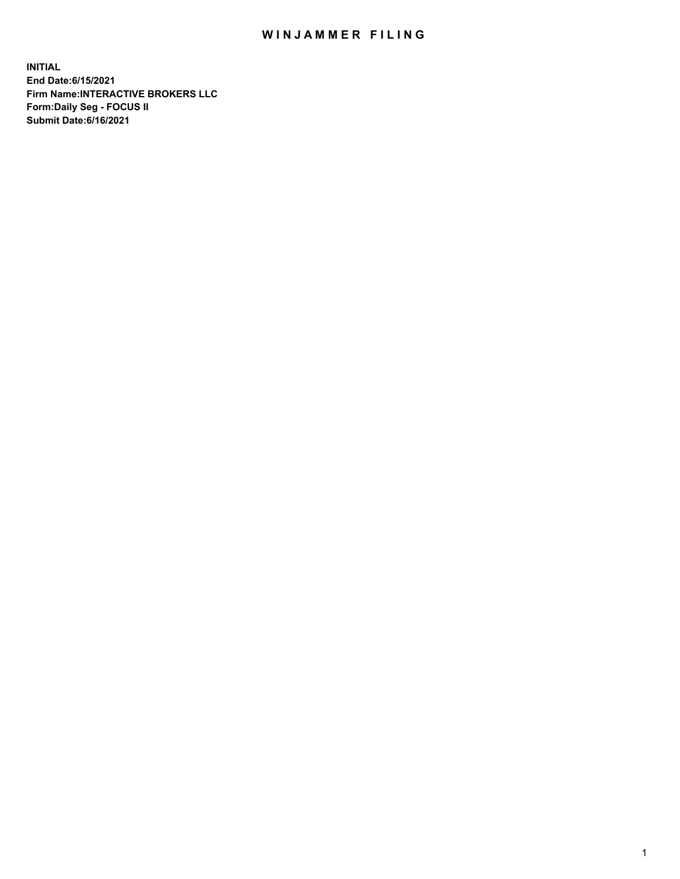# WINJAMMER FILING

**INITIAL**
**End Date:6/15/2021**
**Firm Name:INTERACTIVE BROKERS LLC**
**Form:Daily Seg - FOCUS II**
**Submit Date:6/16/2021**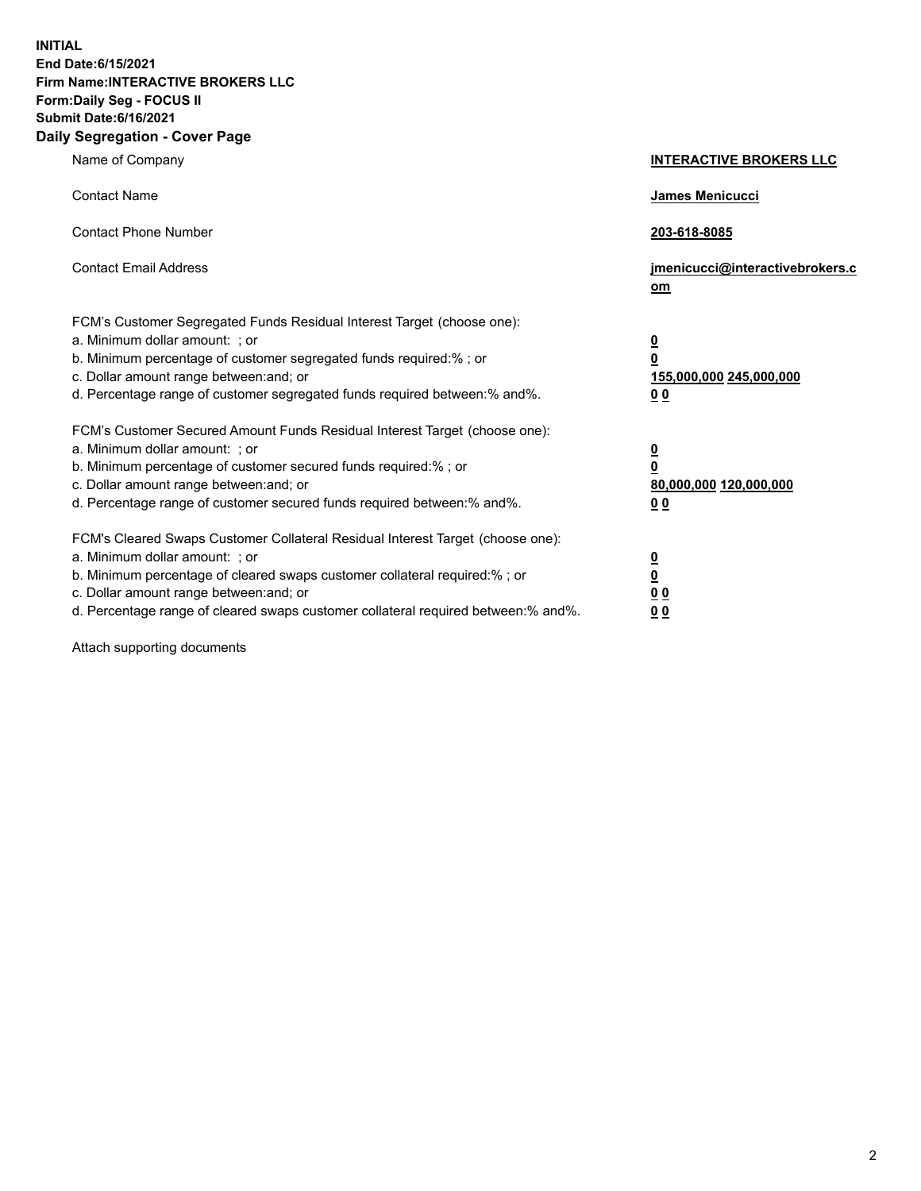**INITIAL**
**End Date:6/15/2021**
**Firm Name:INTERACTIVE BROKERS LLC**
**Form:Daily Seg - FOCUS II**
**Submit Date:6/16/2021**
**Daily Segregation - Cover Page**

| | |
|---|---|
| Name of Company | **INTERACTIVE BROKERS LLC** |
| Contact Name | **James Menicucci** |
| Contact Phone Number | **203-618-8085** |
| Contact Email Address | **jmenicucci@interactivebrokers.com** |
| FCM's Customer Segregated Funds Residual Interest Target (choose one): | |
| a. Minimum dollar amount: ; or | **0** |
| b. Minimum percentage of customer segregated funds required:% ; or | **0** |
| c. Dollar amount range between:and; or | **155,000,000 245,000,000** |
| d. Percentage range of customer segregated funds required between:% and%. | **0 0** |
| FCM's Customer Secured Amount Funds Residual Interest Target (choose one): | |
| a. Minimum dollar amount: ; or | **0** |
| b. Minimum percentage of customer secured funds required:% ; or | **0** |
| c. Dollar amount range between:and; or | **80,000,000 120,000,000** |
| d. Percentage range of customer secured funds required between:% and%. | **0 0** |
| FCM's Cleared Swaps Customer Collateral Residual Interest Target (choose one): | |
| a. Minimum dollar amount: ; or | **0** |
| b. Minimum percentage of cleared swaps customer collateral required:% ; or | **0** |
| c. Dollar amount range between:and; or | **0 0** |
| d. Percentage range of cleared swaps customer collateral required between:% and%. | **0 0** |

Attach supporting documents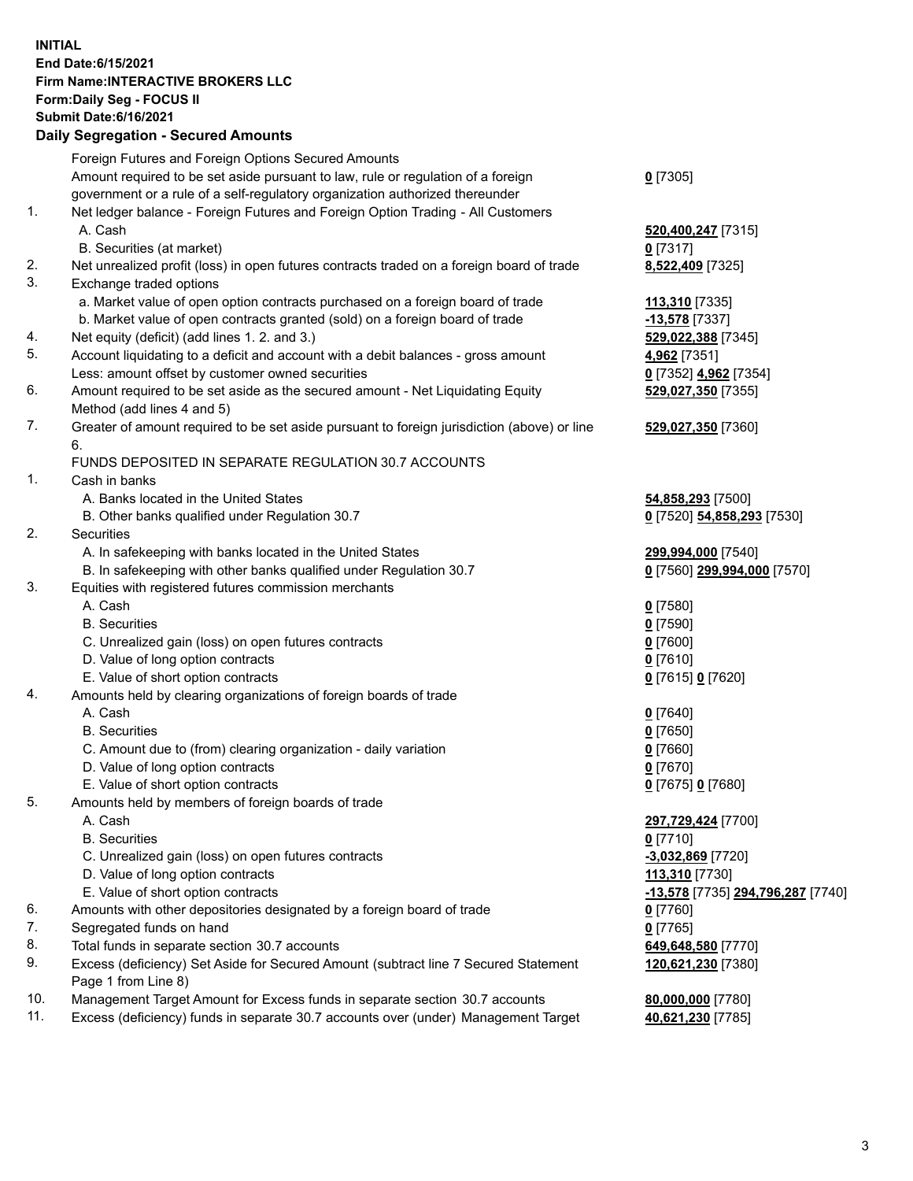**INITIAL**
**End Date:6/15/2021**
**Firm Name:INTERACTIVE BROKERS LLC**
**Form:Daily Seg - FOCUS II**
**Submit Date:6/16/2021**

**Daily Segregation - Secured Amounts**

| | | |
|---|---|---|
| | Foreign Futures and Foreign Options Secured Amounts | |
| | Amount required to be set aside pursuant to law, rule or regulation of a foreign government or a rule of a self-regulatory organization authorized thereunder | **0** [7305] |
| 1. | Net ledger balance - Foreign Futures and Foreign Option Trading - All Customers | |
| | A. Cash | **520,400,247** [7315] |
| | B. Securities (at market) | **0** [7317] |
| 2. | Net unrealized profit (loss) in open futures contracts traded on a foreign board of trade | **8,522,409** [7325] |
| 3. | Exchange traded options | |
| | a. Market value of open option contracts purchased on a foreign board of trade | **113,310** [7335] |
| | b. Market value of open contracts granted (sold) on a foreign board of trade | **-13,578** [7337] |
| 4. | Net equity (deficit) (add lines 1. 2. and 3.) | **529,022,388** [7345] |
| 5. | Account liquidating to a deficit and account with a debit balances - gross amount | **4,962** [7351] |
| | Less: amount offset by customer owned securities | **0** [7352] **4,962** [7354] |
| 6. | Amount required to be set aside as the secured amount - Net Liquidating Equity Method (add lines 4 and 5) | **529,027,350** [7355] |
| 7. | Greater of amount required to be set aside pursuant to foreign jurisdiction (above) or line 6. | **529,027,350** [7360] |
| | FUNDS DEPOSITED IN SEPARATE REGULATION 30.7 ACCOUNTS | |
| 1. | Cash in banks | |
| | A. Banks located in the United States | **54,858,293** [7500] |
| | B. Other banks qualified under Regulation 30.7 | **0** [7520] **54,858,293** [7530] |
| 2. | Securities | |
| | A. In safekeeping with banks located in the United States | **299,994,000** [7540] |
| | B. In safekeeping with other banks qualified under Regulation 30.7 | **0** [7560] **299,994,000** [7570] |
| 3. | Equities with registered futures commission merchants | |
| | A. Cash | **0** [7580] |
| | B. Securities | **0** [7590] |
| | C. Unrealized gain (loss) on open futures contracts | **0** [7600] |
| | D. Value of long option contracts | **0** [7610] |
| | E. Value of short option contracts | **0** [7615] **0** [7620] |
| 4. | Amounts held by clearing organizations of foreign boards of trade | |
| | A. Cash | **0** [7640] |
| | B. Securities | **0** [7650] |
| | C. Amount due to (from) clearing organization - daily variation | **0** [7660] |
| | D. Value of long option contracts | **0** [7670] |
| | E. Value of short option contracts | **0** [7675] **0** [7680] |
| 5. | Amounts held by members of foreign boards of trade | |
| | A. Cash | **297,729,424** [7700] |
| | B. Securities | **0** [7710] |
| | C. Unrealized gain (loss) on open futures contracts | **-3,032,869** [7720] |
| | D. Value of long option contracts | **113,310** [7730] |
| | E. Value of short option contracts | **-13,578** [7735] **294,796,287** [7740] |
| 6. | Amounts with other depositories designated by a foreign board of trade | **0** [7760] |
| 7. | Segregated funds on hand | **0** [7765] |
| 8. | Total funds in separate section 30.7 accounts | **649,648,580** [7770] |
| 9. | Excess (deficiency) Set Aside for Secured Amount (subtract line 7 Secured Statement Page 1 from Line 8) | **120,621,230** [7380] |
| 10. | Management Target Amount for Excess funds in separate section 30.7 accounts | **80,000,000** [7780] |
| 11. | Excess (deficiency) funds in separate 30.7 accounts over (under) Management Target | **40,621,230** [7785] |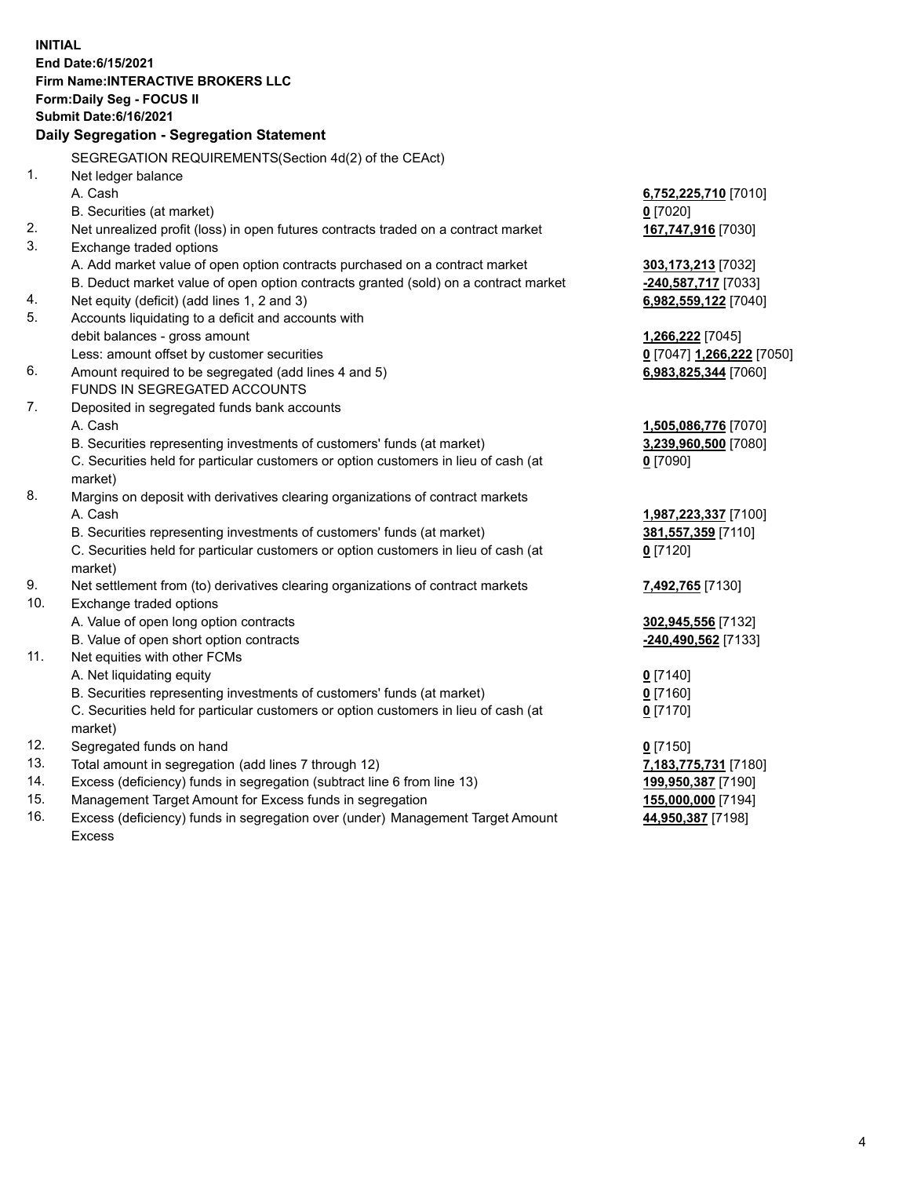**INITIAL**
**End Date:6/15/2021**
**Firm Name:INTERACTIVE BROKERS LLC**
**Form:Daily Seg - FOCUS II**
**Submit Date:6/16/2021**

**Daily Segregation - Segregation Statement**

SEGREGATION REQUIREMENTS(Section 4d(2) of the CEAct)

| | | |
|---|---|---|
| 1. | Net ledger balance | |
| | A. Cash | **6,752,225,710** [7010] |
| | B. Securities (at market) | **0** [7020] |
| 2. | Net unrealized profit (loss) in open futures contracts traded on a contract market | **167,747,916** [7030] |
| 3. | Exchange traded options | |
| | A. Add market value of open option contracts purchased on a contract market | **303,173,213** [7032] |
| | B. Deduct market value of open option contracts granted (sold) on a contract market | **-240,587,717** [7033] |
| 4. | Net equity (deficit) (add lines 1, 2 and 3) | **6,982,559,122** [7040] |
| 5. | Accounts liquidating to a deficit and accounts with | |
| | debit balances - gross amount | **1,266,222** [7045] |
| | Less: amount offset by customer securities | **0** [7047] **1,266,222** [7050] |
| 6. | Amount required to be segregated (add lines 4 and 5) | **6,983,825,344** [7060] |
| | FUNDS IN SEGREGATED ACCOUNTS | |
| 7. | Deposited in segregated funds bank accounts | |
| | A. Cash | **1,505,086,776** [7070] |
| | B. Securities representing investments of customers' funds (at market) | **3,239,960,500** [7080] |
| | C. Securities held for particular customers or option customers in lieu of cash (at market) | **0** [7090] |
| 8. | Margins on deposit with derivatives clearing organizations of contract markets | |
| | A. Cash | **1,987,223,337** [7100] |
| | B. Securities representing investments of customers' funds (at market) | **381,557,359** [7110] |
| | C. Securities held for particular customers or option customers in lieu of cash (at market) | **0** [7120] |
| 9. | Net settlement from (to) derivatives clearing organizations of contract markets | **7,492,765** [7130] |
| 10. | Exchange traded options | |
| | A. Value of open long option contracts | **302,945,556** [7132] |
| | B. Value of open short option contracts | **-240,490,562** [7133] |
| 11. | Net equities with other FCMs | |
| | A. Net liquidating equity | **0** [7140] |
| | B. Securities representing investments of customers' funds (at market) | **0** [7160] |
| | C. Securities held for particular customers or option customers in lieu of cash (at market) | **0** [7170] |
| 12. | Segregated funds on hand | **0** [7150] |
| 13. | Total amount in segregation (add lines 7 through 12) | **7,183,775,731** [7180] |
| 14. | Excess (deficiency) funds in segregation (subtract line 6 from line 13) | **199,950,387** [7190] |
| 15. | Management Target Amount for Excess funds in segregation | **155,000,000** [7194] |
| 16. | Excess (deficiency) funds in segregation over (under) Management Target Amount Excess | **44,950,387** [7198] |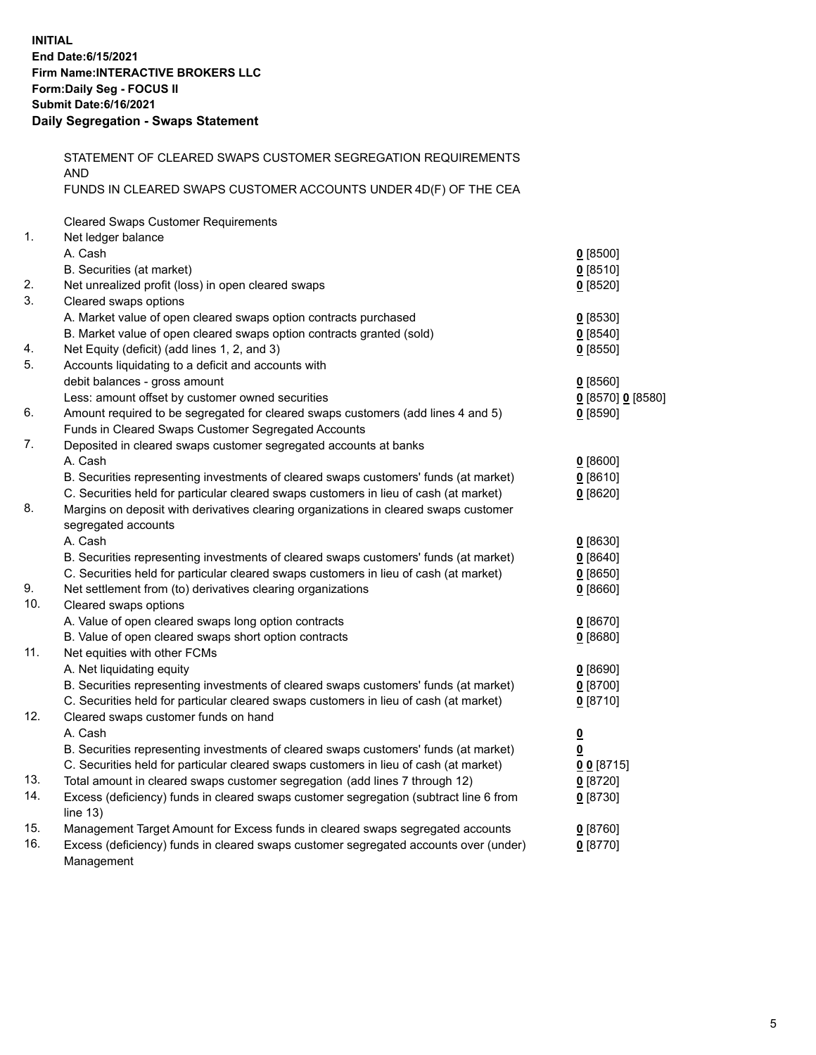**INITIAL**
**End Date:6/15/2021**
**Firm Name:INTERACTIVE BROKERS LLC**
**Form:Daily Seg - FOCUS II**
**Submit Date:6/16/2021**
**Daily Segregation - Swaps Statement**

STATEMENT OF CLEARED SWAPS CUSTOMER SEGREGATION REQUIREMENTS
AND
FUNDS IN CLEARED SWAPS CUSTOMER ACCOUNTS UNDER 4D(F) OF THE CEA

| | | |
|---|---|---|
| | Cleared Swaps Customer Requirements | |
| 1. | Net ledger balance | |
| | A. Cash | 0 [8500] |
| | B. Securities (at market) | 0 [8510] |
| 2. | Net unrealized profit (loss) in open cleared swaps | 0 [8520] |
| 3. | Cleared swaps options | |
| | A. Market value of open cleared swaps option contracts purchased | 0 [8530] |
| | B. Market value of open cleared swaps option contracts granted (sold) | 0 [8540] |
| 4. | Net Equity (deficit) (add lines 1, 2, and 3) | 0 [8550] |
| 5. | Accounts liquidating to a deficit and accounts with | |
| | debit balances - gross amount | 0 [8560] |
| | Less: amount offset by customer owned securities | 0 [8570] 0 [8580] |
| 6. | Amount required to be segregated for cleared swaps customers (add lines 4 and 5) | 0 [8590] |
| | Funds in Cleared Swaps Customer Segregated Accounts | |
| 7. | Deposited in cleared swaps customer segregated accounts at banks | |
| | A. Cash | 0 [8600] |
| | B. Securities representing investments of cleared swaps customers' funds (at market) | 0 [8610] |
| | C. Securities held for particular cleared swaps customers in lieu of cash (at market) | 0 [8620] |
| 8. | Margins on deposit with derivatives clearing organizations in cleared swaps customer segregated accounts | |
| | A. Cash | 0 [8630] |
| | B. Securities representing investments of cleared swaps customers' funds (at market) | 0 [8640] |
| | C. Securities held for particular cleared swaps customers in lieu of cash (at market) | 0 [8650] |
| 9. | Net settlement from (to) derivatives clearing organizations | 0 [8660] |
| 10. | Cleared swaps options | |
| | A. Value of open cleared swaps long option contracts | 0 [8670] |
| | B. Value of open cleared swaps short option contracts | 0 [8680] |
| 11. | Net equities with other FCMs | |
| | A. Net liquidating equity | 0 [8690] |
| | B. Securities representing investments of cleared swaps customers' funds (at market) | 0 [8700] |
| | C. Securities held for particular cleared swaps customers in lieu of cash (at market) | 0 [8710] |
| 12. | Cleared swaps customer funds on hand | |
| | A. Cash | 0 |
| | B. Securities representing investments of cleared swaps customers' funds (at market) | 0 |
| | C. Securities held for particular cleared swaps customers in lieu of cash (at market) | 0 0 [8715] |
| 13. | Total amount in cleared swaps customer segregation (add lines 7 through 12) | 0 [8720] |
| 14. | Excess (deficiency) funds in cleared swaps customer segregation (subtract line 6 from line 13) | 0 [8730] |
| 15. | Management Target Amount for Excess funds in cleared swaps segregated accounts | 0 [8760] |
| 16. | Excess (deficiency) funds in cleared swaps customer segregated accounts over (under) Management | 0 [8770] |